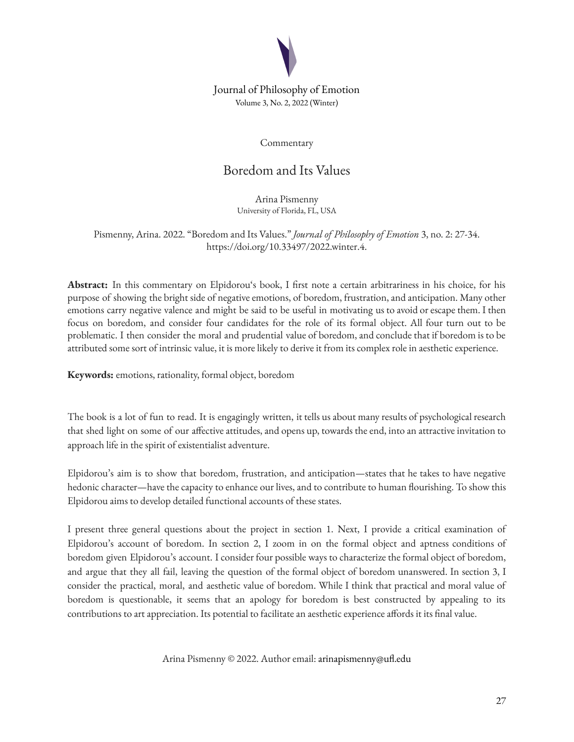Journal of Philosophy of Emotion
Volume 3, No. 2, 2022 (Winter)

Commentary

# Boredom and Its Values

Arina Pismenny
University of Florida, FL, USA

Pismenny, Arina. 2022. "Boredom and Its Values." *Journal of Philosophy of Emotion* 3, no. 2: 27-34. https://doi.org/10.33497/2022.winter.4.

**Abstract:** In this commentary on Elpidorou's book, I first note a certain arbitrariness in his choice, for his purpose of showing the bright side of negative emotions, of boredom, frustration, and anticipation. Many other emotions carry negative valence and might be said to be useful in motivating us to avoid or escape them. I then focus on boredom, and consider four candidates for the role of its formal object. All four turn out to be problematic. I then consider the moral and prudential value of boredom, and conclude that if boredom is to be attributed some sort of intrinsic value, it is more likely to derive it from its complex role in aesthetic experience.

**Keywords:** emotions, rationality, formal object, boredom

The book is a lot of fun to read. It is engagingly written, it tells us about many results of psychological research that shed light on some of our affective attitudes, and opens up, towards the end, into an attractive invitation to approach life in the spirit of existentialist adventure.

Elpidorou's aim is to show that boredom, frustration, and anticipation—states that he takes to have negative hedonic character—have the capacity to enhance our lives, and to contribute to human flourishing. To show this Elpidorou aims to develop detailed functional accounts of these states.

I present three general questions about the project in section 1. Next, I provide a critical examination of Elpidorou's account of boredom. In section 2, I zoom in on the formal object and aptness conditions of boredom given Elpidorou's account. I consider four possible ways to characterize the formal object of boredom, and argue that they all fail, leaving the question of the formal object of boredom unanswered. In section 3, I consider the practical, moral, and aesthetic value of boredom. While I think that practical and moral value of boredom is questionable, it seems that an apology for boredom is best constructed by appealing to its contributions to art appreciation. Its potential to facilitate an aesthetic experience affords it its final value.

Arina Pismenny © 2022. Author email: arinapismenny@ufl.edu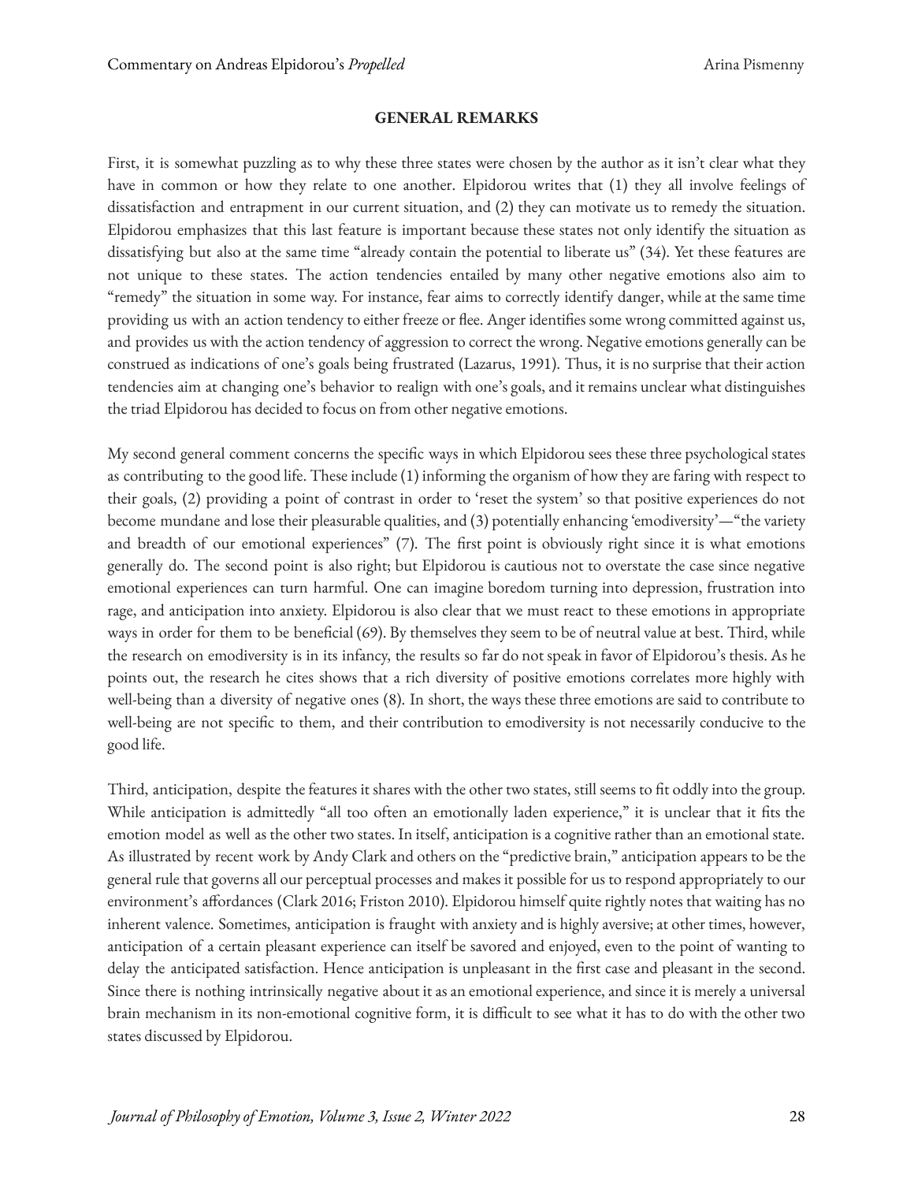## GENERAL REMARKS

First, it is somewhat puzzling as to why these three states were chosen by the author as it isn't clear what they have in common or how they relate to one another. Elpidorou writes that (1) they all involve feelings of dissatisfaction and entrapment in our current situation, and (2) they can motivate us to remedy the situation. Elpidorou emphasizes that this last feature is important because these states not only identify the situation as dissatisfying but also at the same time "already contain the potential to liberate us" (34). Yet these features are not unique to these states. The action tendencies entailed by many other negative emotions also aim to "remedy" the situation in some way. For instance, fear aims to correctly identify danger, while at the same time providing us with an action tendency to either freeze or flee. Anger identifies some wrong committed against us, and provides us with the action tendency of aggression to correct the wrong. Negative emotions generally can be construed as indications of one's goals being frustrated (Lazarus, 1991). Thus, it is no surprise that their action tendencies aim at changing one's behavior to realign with one's goals, and it remains unclear what distinguishes the triad Elpidorou has decided to focus on from other negative emotions.

My second general comment concerns the specific ways in which Elpidorou sees these three psychological states as contributing to the good life. These include (1) informing the organism of how they are faring with respect to their goals, (2) providing a point of contrast in order to 'reset the system' so that positive experiences do not become mundane and lose their pleasurable qualities, and (3) potentially enhancing 'emodiversity'—"the variety and breadth of our emotional experiences" (7). The first point is obviously right since it is what emotions generally do. The second point is also right; but Elpidorou is cautious not to overstate the case since negative emotional experiences can turn harmful. One can imagine boredom turning into depression, frustration into rage, and anticipation into anxiety. Elpidorou is also clear that we must react to these emotions in appropriate ways in order for them to be beneficial (69). By themselves they seem to be of neutral value at best. Third, while the research on emodiversity is in its infancy, the results so far do not speak in favor of Elpidorou's thesis. As he points out, the research he cites shows that a rich diversity of positive emotions correlates more highly with well-being than a diversity of negative ones (8). In short, the ways these three emotions are said to contribute to well-being are not specific to them, and their contribution to emodiversity is not necessarily conducive to the good life.

Third, anticipation, despite the features it shares with the other two states, still seems to fit oddly into the group. While anticipation is admittedly "all too often an emotionally laden experience," it is unclear that it fits the emotion model as well as the other two states. In itself, anticipation is a cognitive rather than an emotional state. As illustrated by recent work by Andy Clark and others on the "predictive brain," anticipation appears to be the general rule that governs all our perceptual processes and makes it possible for us to respond appropriately to our environment's affordances (Clark 2016; Friston 2010). Elpidorou himself quite rightly notes that waiting has no inherent valence. Sometimes, anticipation is fraught with anxiety and is highly aversive; at other times, however, anticipation of a certain pleasant experience can itself be savored and enjoyed, even to the point of wanting to delay the anticipated satisfaction. Hence anticipation is unpleasant in the first case and pleasant in the second. Since there is nothing intrinsically negative about it as an emotional experience, and since it is merely a universal brain mechanism in its non-emotional cognitive form, it is difficult to see what it has to do with the other two states discussed by Elpidorou.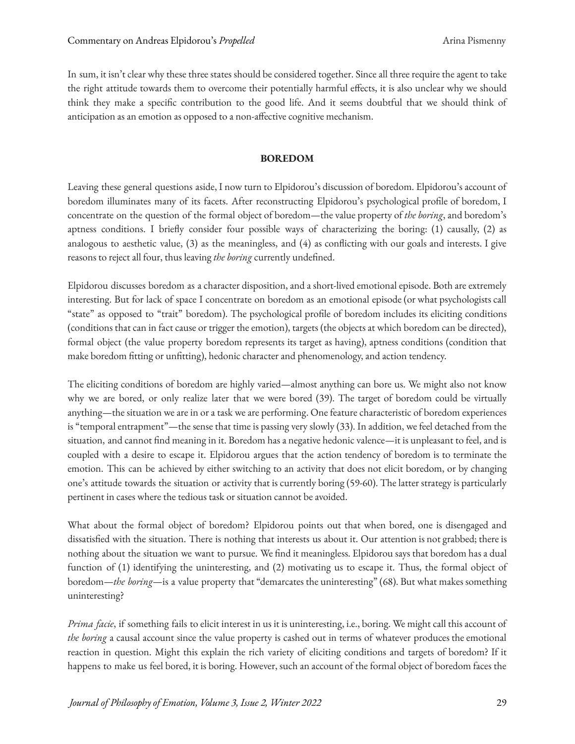In sum, it isn't clear why these three states should be considered together. Since all three require the agent to take the right attitude towards them to overcome their potentially harmful effects, it is also unclear why we should think they make a specific contribution to the good life. And it seems doubtful that we should think of anticipation as an emotion as opposed to a non-affective cognitive mechanism.

## BOREDOM

Leaving these general questions aside, I now turn to Elpidorou's discussion of boredom. Elpidorou's account of boredom illuminates many of its facets. After reconstructing Elpidorou's psychological profile of boredom, I concentrate on the question of the formal object of boredom—the value property of *the boring*, and boredom's aptness conditions. I briefly consider four possible ways of characterizing the boring: (1) causally, (2) as analogous to aesthetic value, (3) as the meaningless, and (4) as conflicting with our goals and interests. I give reasons to reject all four, thus leaving *the boring* currently undefined.

Elpidorou discusses boredom as a character disposition, and a short-lived emotional episode. Both are extremely interesting. But for lack of space I concentrate on boredom as an emotional episode (or what psychologists call "state" as opposed to "trait" boredom). The psychological profile of boredom includes its eliciting conditions (conditions that can in fact cause or trigger the emotion), targets (the objects at which boredom can be directed), formal object (the value property boredom represents its target as having), aptness conditions (condition that make boredom fitting or unfitting), hedonic character and phenomenology, and action tendency.

The eliciting conditions of boredom are highly varied—almost anything can bore us. We might also not know why we are bored, or only realize later that we were bored (39). The target of boredom could be virtually anything—the situation we are in or a task we are performing. One feature characteristic of boredom experiences is "temporal entrapment"—the sense that time is passing very slowly (33). In addition, we feel detached from the situation, and cannot find meaning in it. Boredom has a negative hedonic valence—it is unpleasant to feel, and is coupled with a desire to escape it. Elpidorou argues that the action tendency of boredom is to terminate the emotion. This can be achieved by either switching to an activity that does not elicit boredom, or by changing one's attitude towards the situation or activity that is currently boring (59-60). The latter strategy is particularly pertinent in cases where the tedious task or situation cannot be avoided.

What about the formal object of boredom? Elpidorou points out that when bored, one is disengaged and dissatisfied with the situation. There is nothing that interests us about it. Our attention is not grabbed; there is nothing about the situation we want to pursue. We find it meaningless. Elpidorou says that boredom has a dual function of (1) identifying the uninteresting, and (2) motivating us to escape it. Thus, the formal object of boredom—*the boring*—is a value property that "demarcates the uninteresting" (68). But what makes something uninteresting?

*Prima facie*, if something fails to elicit interest in us it is uninteresting, i.e., boring. We might call this account of *the boring* a causal account since the value property is cashed out in terms of whatever produces the emotional reaction in question. Might this explain the rich variety of eliciting conditions and targets of boredom? If it happens to make us feel bored, it is boring. However, such an account of the formal object of boredom faces the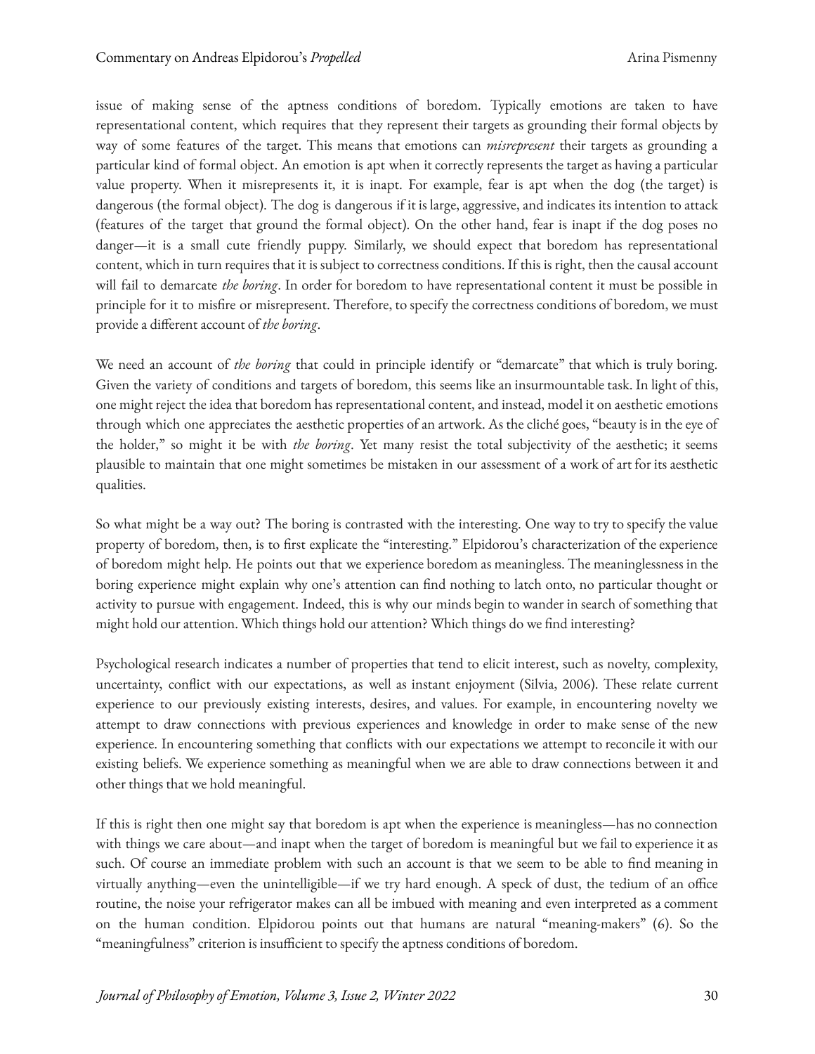issue of making sense of the aptness conditions of boredom. Typically emotions are taken to have representational content, which requires that they represent their targets as grounding their formal objects by way of some features of the target. This means that emotions can *misrepresent* their targets as grounding a particular kind of formal object. An emotion is apt when it correctly represents the target as having a particular value property. When it misrepresents it, it is inapt. For example, fear is apt when the dog (the target) is dangerous (the formal object). The dog is dangerous if it is large, aggressive, and indicates its intention to attack (features of the target that ground the formal object). On the other hand, fear is inapt if the dog poses no danger—it is a small cute friendly puppy. Similarly, we should expect that boredom has representational content, which in turn requires that it is subject to correctness conditions. If this is right, then the causal account will fail to demarcate *the boring*. In order for boredom to have representational content it must be possible in principle for it to misfire or misrepresent. Therefore, to specify the correctness conditions of boredom, we must provide a different account of *the boring*.

We need an account of *the boring* that could in principle identify or "demarcate" that which is truly boring. Given the variety of conditions and targets of boredom, this seems like an insurmountable task. In light of this, one might reject the idea that boredom has representational content, and instead, model it on aesthetic emotions through which one appreciates the aesthetic properties of an artwork. As the cliché goes, "beauty is in the eye of the holder," so might it be with *the boring*. Yet many resist the total subjectivity of the aesthetic; it seems plausible to maintain that one might sometimes be mistaken in our assessment of a work of art for its aesthetic qualities.

So what might be a way out? The boring is contrasted with the interesting. One way to try to specify the value property of boredom, then, is to first explicate the "interesting." Elpidorou's characterization of the experience of boredom might help. He points out that we experience boredom as meaningless. The meaninglessness in the boring experience might explain why one's attention can find nothing to latch onto, no particular thought or activity to pursue with engagement. Indeed, this is why our minds begin to wander in search of something that might hold our attention. Which things hold our attention? Which things do we find interesting?

Psychological research indicates a number of properties that tend to elicit interest, such as novelty, complexity, uncertainty, conflict with our expectations, as well as instant enjoyment (Silvia, 2006). These relate current experience to our previously existing interests, desires, and values. For example, in encountering novelty we attempt to draw connections with previous experiences and knowledge in order to make sense of the new experience. In encountering something that conflicts with our expectations we attempt to reconcile it with our existing beliefs. We experience something as meaningful when we are able to draw connections between it and other things that we hold meaningful.

If this is right then one might say that boredom is apt when the experience is meaningless—has no connection with things we care about—and inapt when the target of boredom is meaningful but we fail to experience it as such. Of course an immediate problem with such an account is that we seem to be able to find meaning in virtually anything—even the unintelligible—if we try hard enough. A speck of dust, the tedium of an office routine, the noise your refrigerator makes can all be imbued with meaning and even interpreted as a comment on the human condition. Elpidorou points out that humans are natural "meaning-makers" (6). So the "meaningfulness" criterion is insufficient to specify the aptness conditions of boredom.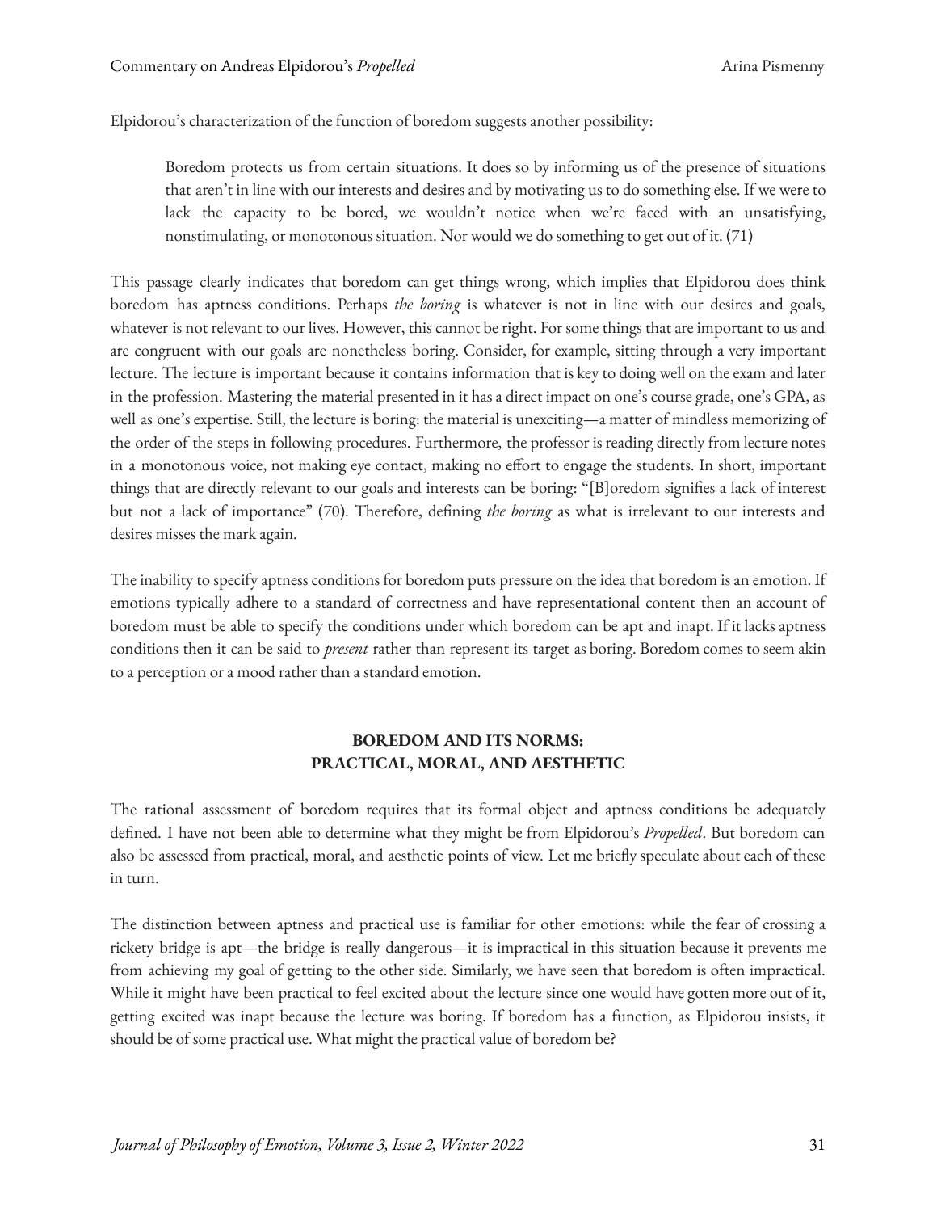Elpidorou's characterization of the function of boredom suggests another possibility:

> Boredom protects us from certain situations. It does so by informing us of the presence of situations that aren't in line with our interests and desires and by motivating us to do something else. If we were to lack the capacity to be bored, we wouldn't notice when we're faced with an unsatisfying, nonstimulating, or monotonous situation. Nor would we do something to get out of it. (71)

This passage clearly indicates that boredom can get things wrong, which implies that Elpidorou does think boredom has aptness conditions. Perhaps *the boring* is whatever is not in line with our desires and goals, whatever is not relevant to our lives. However, this cannot be right. For some things that are important to us and are congruent with our goals are nonetheless boring. Consider, for example, sitting through a very important lecture. The lecture is important because it contains information that is key to doing well on the exam and later in the profession. Mastering the material presented in it has a direct impact on one's course grade, one's GPA, as well as one's expertise. Still, the lecture is boring: the material is unexciting—a matter of mindless memorizing of the order of the steps in following procedures. Furthermore, the professor is reading directly from lecture notes in a monotonous voice, not making eye contact, making no effort to engage the students. In short, important things that are directly relevant to our goals and interests can be boring: "[B]oredom signifies a lack of interest but not a lack of importance" (70). Therefore, defining *the boring* as what is irrelevant to our interests and desires misses the mark again.

The inability to specify aptness conditions for boredom puts pressure on the idea that boredom is an emotion. If emotions typically adhere to a standard of correctness and have representational content then an account of boredom must be able to specify the conditions under which boredom can be apt and inapt. If it lacks aptness conditions then it can be said to *present* rather than represent its target as boring. Boredom comes to seem akin to a perception or a mood rather than a standard emotion.

## BOREDOM AND ITS NORMS: PRACTICAL, MORAL, AND AESTHETIC

The rational assessment of boredom requires that its formal object and aptness conditions be adequately defined. I have not been able to determine what they might be from Elpidorou's *Propelled*. But boredom can also be assessed from practical, moral, and aesthetic points of view. Let me briefly speculate about each of these in turn.

The distinction between aptness and practical use is familiar for other emotions: while the fear of crossing a rickety bridge is apt—the bridge is really dangerous—it is impractical in this situation because it prevents me from achieving my goal of getting to the other side. Similarly, we have seen that boredom is often impractical. While it might have been practical to feel excited about the lecture since one would have gotten more out of it, getting excited was inapt because the lecture was boring. If boredom has a function, as Elpidorou insists, it should be of some practical use. What might the practical value of boredom be?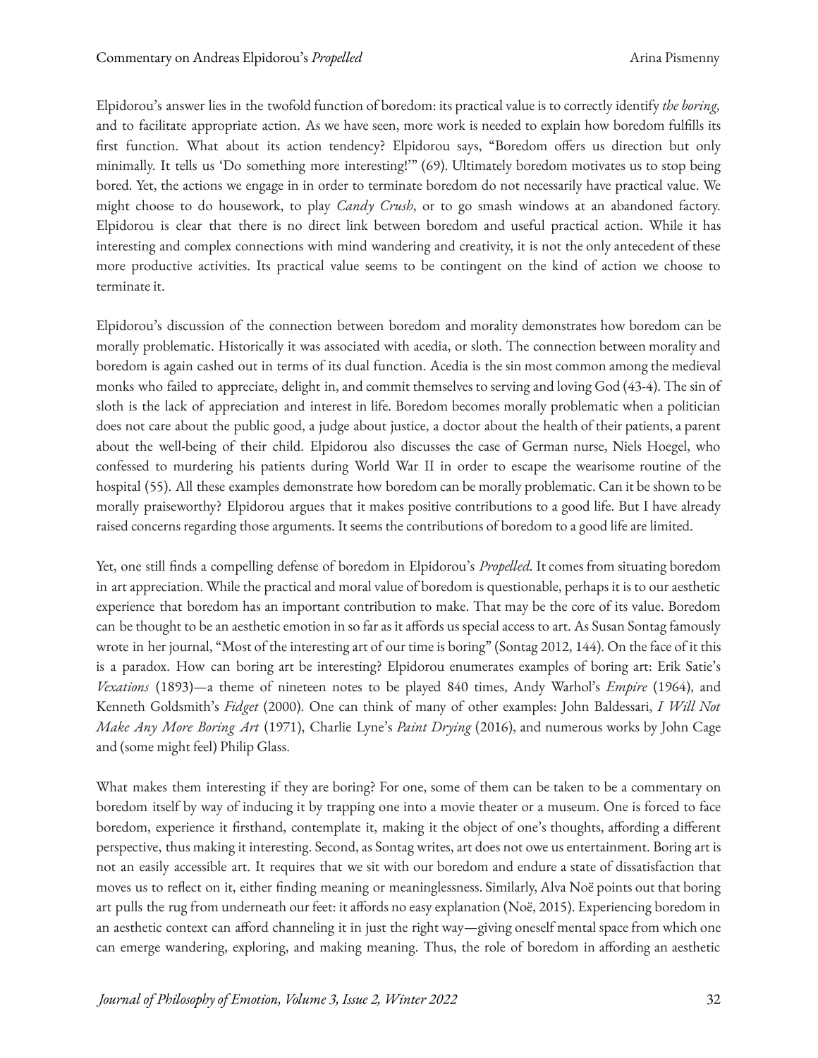Elpidorou's answer lies in the twofold function of boredom: its practical value is to correctly identify *the boring*, and to facilitate appropriate action. As we have seen, more work is needed to explain how boredom fulfills its first function. What about its action tendency? Elpidorou says, "Boredom offers us direction but only minimally. It tells us 'Do something more interesting!'" (69). Ultimately boredom motivates us to stop being bored. Yet, the actions we engage in in order to terminate boredom do not necessarily have practical value. We might choose to do housework, to play *Candy Crush*, or to go smash windows at an abandoned factory. Elpidorou is clear that there is no direct link between boredom and useful practical action. While it has interesting and complex connections with mind wandering and creativity, it is not the only antecedent of these more productive activities. Its practical value seems to be contingent on the kind of action we choose to terminate it.

Elpidorou's discussion of the connection between boredom and morality demonstrates how boredom can be morally problematic. Historically it was associated with acedia, or sloth. The connection between morality and boredom is again cashed out in terms of its dual function. Acedia is the sin most common among the medieval monks who failed to appreciate, delight in, and commit themselves to serving and loving God (43-4). The sin of sloth is the lack of appreciation and interest in life. Boredom becomes morally problematic when a politician does not care about the public good, a judge about justice, a doctor about the health of their patients, a parent about the well-being of their child. Elpidorou also discusses the case of German nurse, Niels Hoegel, who confessed to murdering his patients during World War II in order to escape the wearisome routine of the hospital (55). All these examples demonstrate how boredom can be morally problematic. Can it be shown to be morally praiseworthy? Elpidorou argues that it makes positive contributions to a good life. But I have already raised concerns regarding those arguments. It seems the contributions of boredom to a good life are limited.

Yet, one still finds a compelling defense of boredom in Elpidorou's *Propelled*. It comes from situating boredom in art appreciation. While the practical and moral value of boredom is questionable, perhaps it is to our aesthetic experience that boredom has an important contribution to make. That may be the core of its value. Boredom can be thought to be an aesthetic emotion in so far as it affords us special access to art. As Susan Sontag famously wrote in her journal, "Most of the interesting art of our time is boring" (Sontag 2012, 144). On the face of it this is a paradox. How can boring art be interesting? Elpidorou enumerates examples of boring art: Erik Satie's *Vexations* (1893)—a theme of nineteen notes to be played 840 times, Andy Warhol's *Empire* (1964), and Kenneth Goldsmith's *Fidget* (2000). One can think of many of other examples: John Baldessari, *I Will Not Make Any More Boring Art* (1971), Charlie Lyne's *Paint Drying* (2016), and numerous works by John Cage and (some might feel) Philip Glass.

What makes them interesting if they are boring? For one, some of them can be taken to be a commentary on boredom itself by way of inducing it by trapping one into a movie theater or a museum. One is forced to face boredom, experience it firsthand, contemplate it, making it the object of one's thoughts, affording a different perspective, thus making it interesting. Second, as Sontag writes, art does not owe us entertainment. Boring art is not an easily accessible art. It requires that we sit with our boredom and endure a state of dissatisfaction that moves us to reflect on it, either finding meaning or meaninglessness. Similarly, Alva Noë points out that boring art pulls the rug from underneath our feet: it affords no easy explanation (Noë, 2015). Experiencing boredom in an aesthetic context can afford channeling it in just the right way—giving oneself mental space from which one can emerge wandering, exploring, and making meaning. Thus, the role of boredom in affording an aesthetic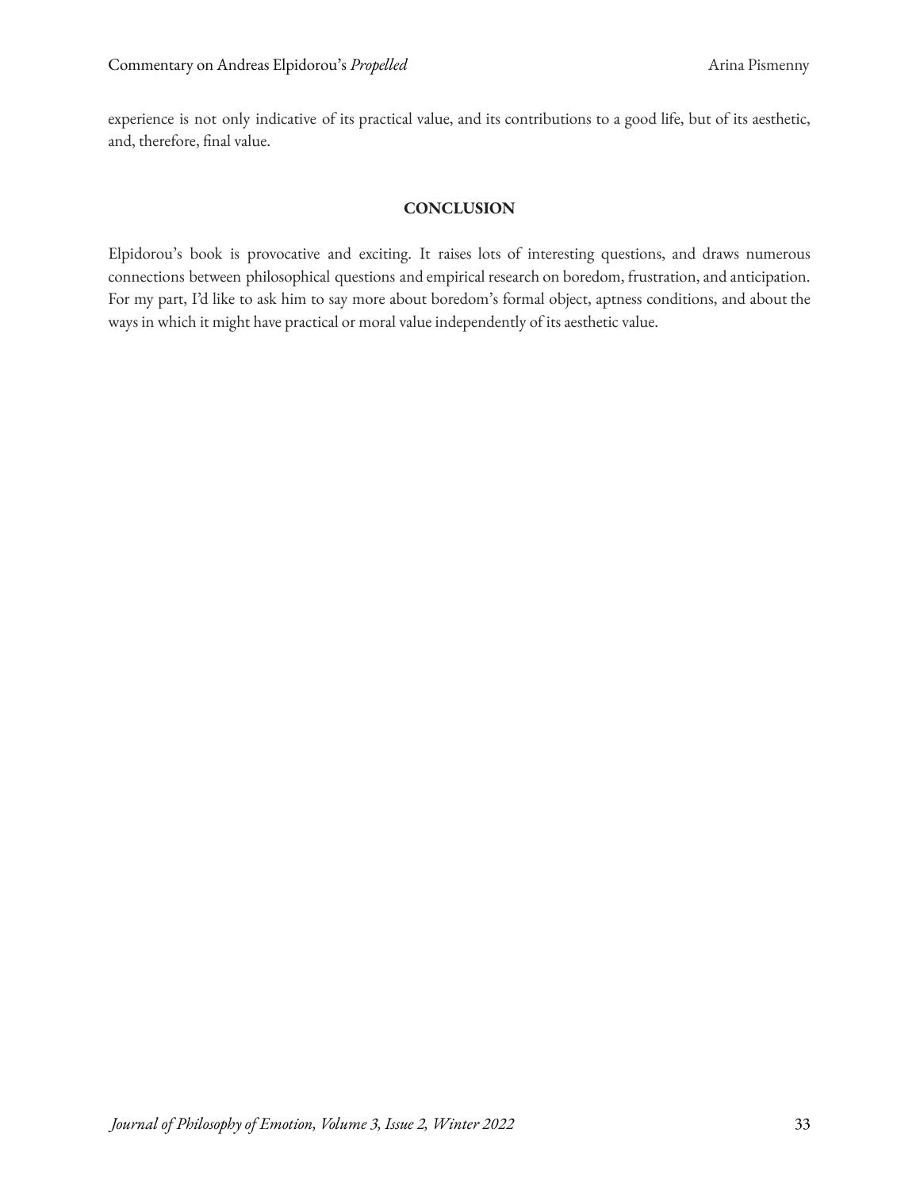experience is not only indicative of its practical value, and its contributions to a good life, but of its aesthetic, and, therefore, final value.

## CONCLUSION

Elpidorou's book is provocative and exciting. It raises lots of interesting questions, and draws numerous connections between philosophical questions and empirical research on boredom, frustration, and anticipation. For my part, I'd like to ask him to say more about boredom's formal object, aptness conditions, and about the ways in which it might have practical or moral value independently of its aesthetic value.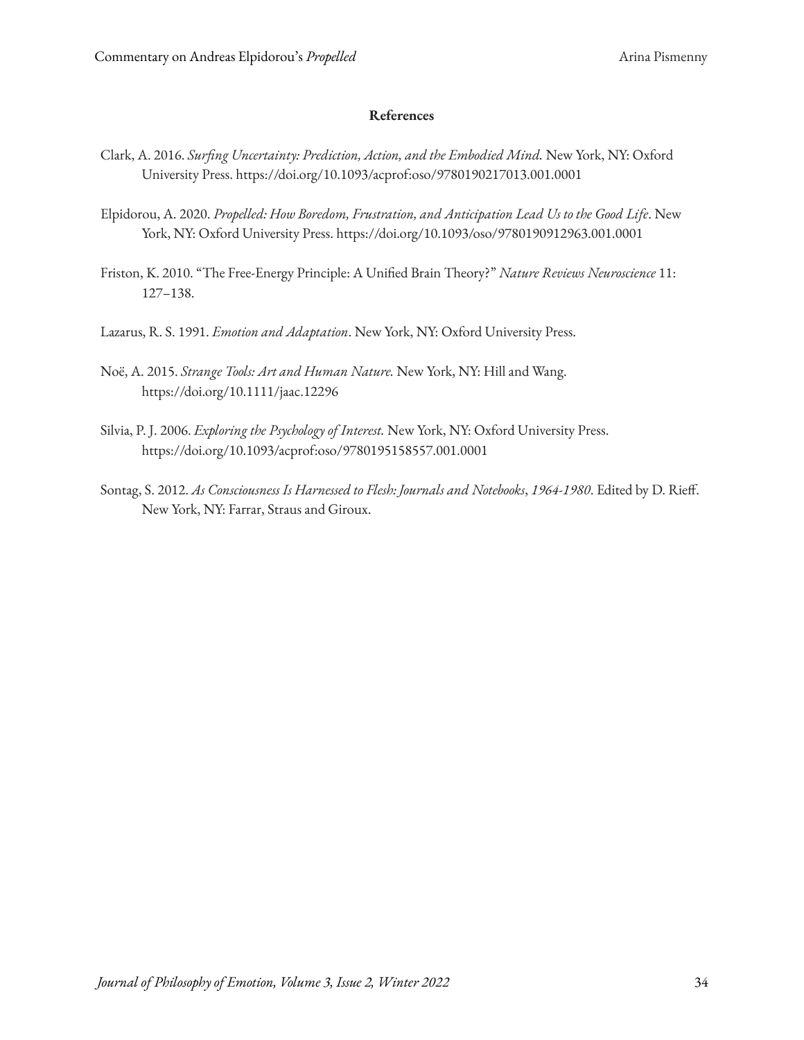## References

Clark, A. 2016. *Surfing Uncertainty: Prediction, Action, and the Embodied Mind*. New York, NY: Oxford University Press. https://doi.org/10.1093/acprof:oso/9780190217013.001.0001

Elpidorou, A. 2020. *Propelled: How Boredom, Frustration, and Anticipation Lead Us to the Good Life*. New York, NY: Oxford University Press. https://doi.org/10.1093/oso/9780190912963.001.0001

Friston, K. 2010. "The Free-Energy Principle: A Unified Brain Theory?" *Nature Reviews Neuroscience* 11: 127–138.

Lazarus, R. S. 1991. *Emotion and Adaptation*. New York, NY: Oxford University Press.

Noë, A. 2015. *Strange Tools: Art and Human Nature*. New York, NY: Hill and Wang. https://doi.org/10.1111/jaac.12296

Silvia, P. J. 2006. *Exploring the Psychology of Interest*. New York, NY: Oxford University Press. https://doi.org/10.1093/acprof:oso/9780195158557.001.0001

Sontag, S. 2012. *As Consciousness Is Harnessed to Flesh: Journals and Notebooks, 1964-1980*. Edited by D. Rieff. New York, NY: Farrar, Straus and Giroux.